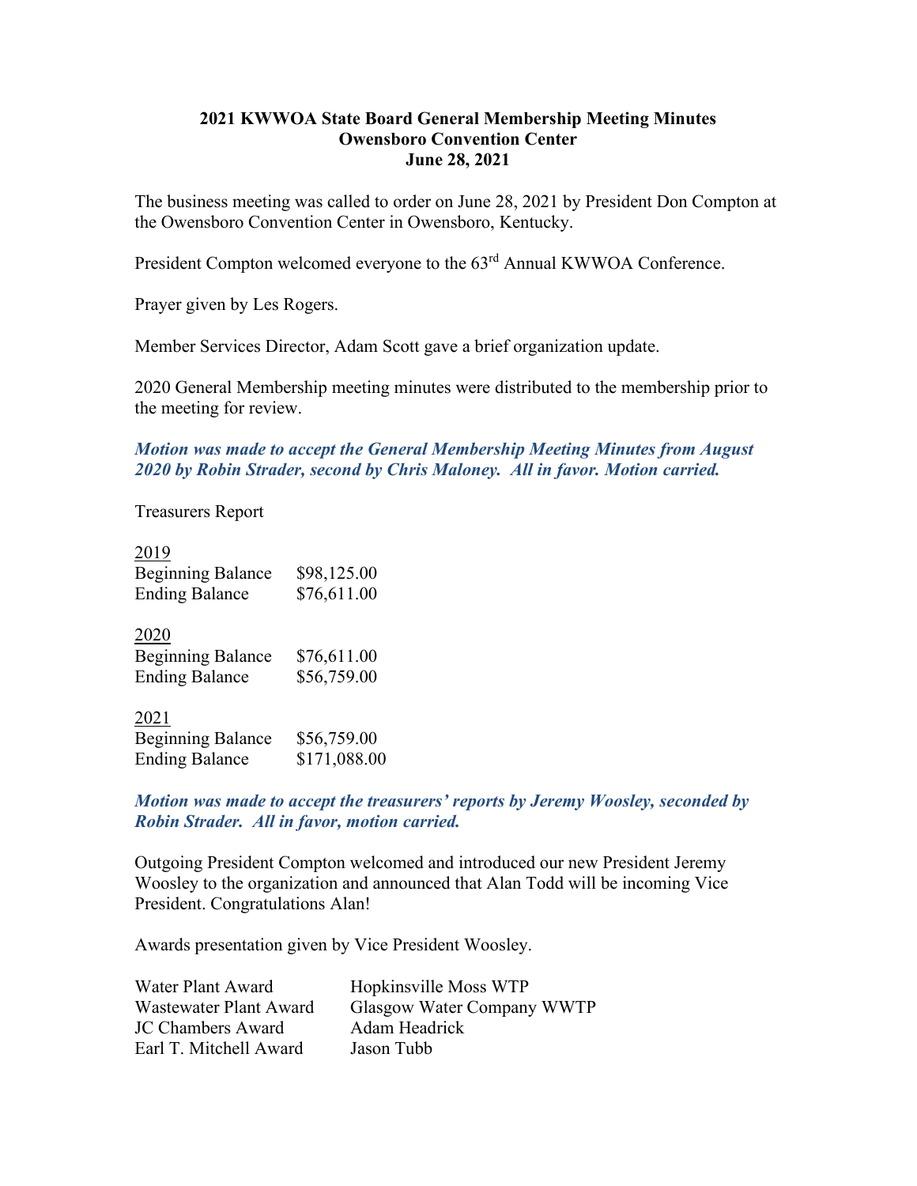**2021 KWWOA State Board General Membership Meeting Minutes**
**Owensboro Convention Center**
**June 28, 2021**

The business meeting was called to order on June 28, 2021 by President Don Compton at the Owensboro Convention Center in Owensboro, Kentucky.

President Compton welcomed everyone to the 63rd Annual KWWOA Conference.

Prayer given by Les Rogers.

Member Services Director, Adam Scott gave a brief organization update.

2020 General Membership meeting minutes were distributed to the membership prior to the meeting for review.

***Motion was made to accept the General Membership Meeting Minutes from August 2020 by Robin Strader, second by Chris Maloney. All in favor. Motion carried.***

Treasurers Report

| 2019 | |
|---|---|
| Beginning Balance | $98,125.00 |
| Ending Balance | $76,611.00 |

| 2020 | |
|---|---|
| Beginning Balance | $76,611.00 |
| Ending Balance | $56,759.00 |

| 2021 | |
|---|---|
| Beginning Balance | $56,759.00 |
| Ending Balance | $171,088.00 |

***Motion was made to accept the treasurers' reports by Jeremy Woosley, seconded by Robin Strader. All in favor, motion carried.***

Outgoing President Compton welcomed and introduced our new President Jeremy Woosley to the organization and announced that Alan Todd will be incoming Vice President. Congratulations Alan!

Awards presentation given by Vice President Woosley.

| | |
|---|---|
| Water Plant Award | Hopkinsville Moss WTP |
| Wastewater Plant Award | Glasgow Water Company WWTP |
| JC Chambers Award | Adam Headrick |
| Earl T. Mitchell Award | Jason Tubb |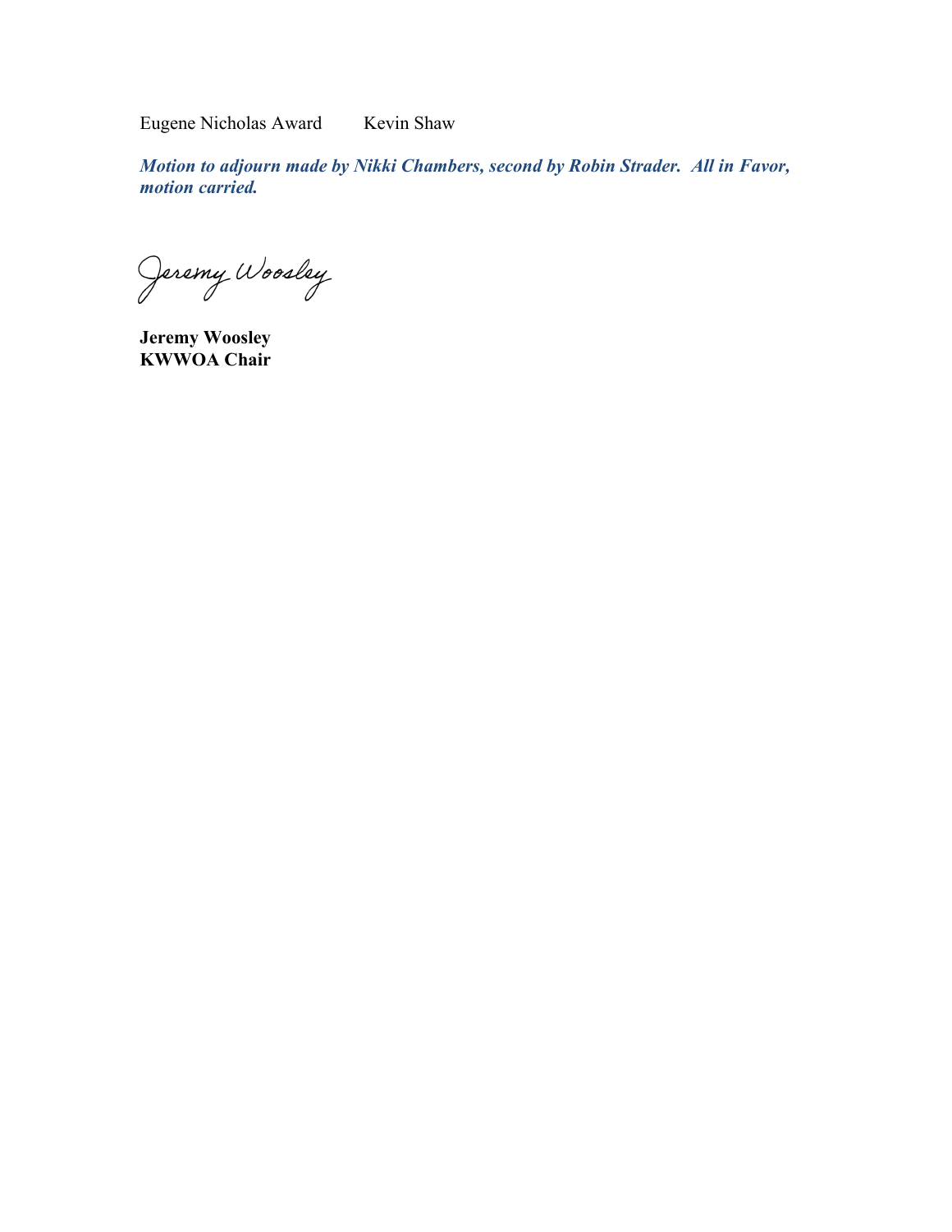Eugene Nicholas Award	Kevin Shaw

***Motion to adjourn made by Nikki Chambers, second by Robin Strader. All in Favor, motion carried.***

Jeremy Woosley

**Jeremy Woosley**
**KWWOA Chair**